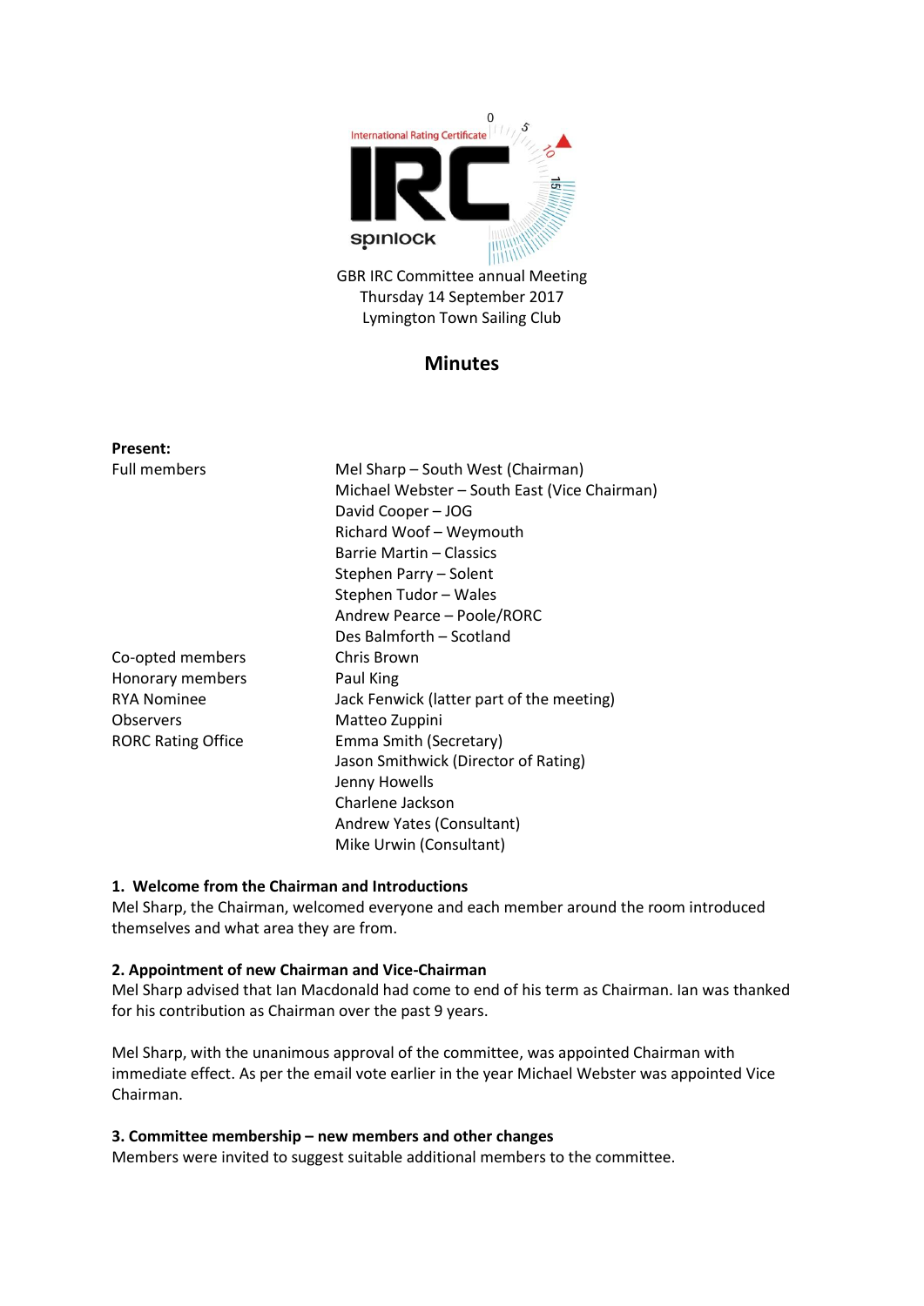International Rating Certificate

IRC

spinlock

GBR IRC Committee annual Meeting
Thursday 14 September 2017
Lymington Town Sailing Club

## Minutes

**Present:**

| | |
|---|---|
| Full members | Mel Sharp – South West (Chairman) |
| | Michael Webster – South East (Vice Chairman) |
| | David Cooper – JOG |
| | Richard Woof – Weymouth |
| | Barrie Martin – Classics |
| | Stephen Parry – Solent |
| | Stephen Tudor – Wales |
| | Andrew Pearce – Poole/RORC |
| | Des Balmforth – Scotland |
| Co-opted members | Chris Brown |
| Honorary members | Paul King |
| RYA Nominee | Jack Fenwick (latter part of the meeting) |
| Observers | Matteo Zuppini |
| RORC Rating Office | Emma Smith (Secretary) |
| | Jason Smithwick (Director of Rating) |
| | Jenny Howells |
| | Charlene Jackson |
| | Andrew Yates (Consultant) |
| | Mike Urwin (Consultant) |

### 1. Welcome from the Chairman and Introductions

Mel Sharp, the Chairman, welcomed everyone and each member around the room introduced themselves and what area they are from.

### 2. Appointment of new Chairman and Vice-Chairman

Mel Sharp advised that Ian Macdonald had come to end of his term as Chairman. Ian was thanked for his contribution as Chairman over the past 9 years.

Mel Sharp, with the unanimous approval of the committee, was appointed Chairman with immediate effect. As per the email vote earlier in the year Michael Webster was appointed Vice Chairman.

### 3. Committee membership – new members and other changes

Members were invited to suggest suitable additional members to the committee.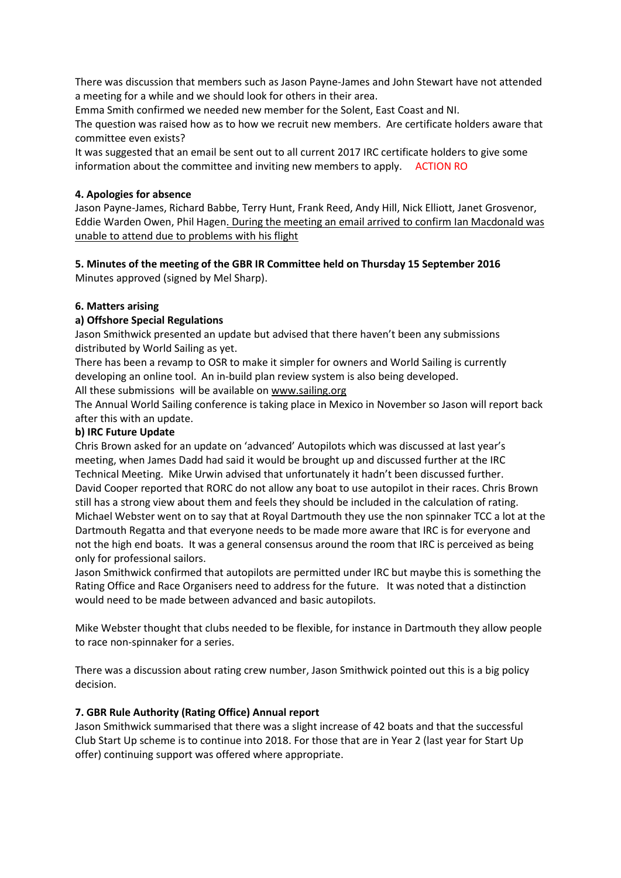There was discussion that members such as Jason Payne-James and John Stewart have not attended a meeting for a while and we should look for others in their area.

Emma Smith confirmed we needed new member for the Solent, East Coast and NI.

The question was raised how as to how we recruit new members. Are certificate holders aware that committee even exists?

It was suggested that an email be sent out to all current 2017 IRC certificate holders to give some information about the committee and inviting new members to apply. ACTION RO

**4. Apologies for absence**

Jason Payne-James, Richard Babbe, Terry Hunt, Frank Reed, Andy Hill, Nick Elliott, Janet Grosvenor, Eddie Warden Owen, Phil Hagen. During the meeting an email arrived to confirm Ian Macdonald was unable to attend due to problems with his flight

**5. Minutes of the meeting of the GBR IR Committee held on Thursday 15 September 2016**

Minutes approved (signed by Mel Sharp).

**6. Matters arising**

**a) Offshore Special Regulations**

Jason Smithwick presented an update but advised that there haven't been any submissions distributed by World Sailing as yet.

There has been a revamp to OSR to make it simpler for owners and World Sailing is currently developing an online tool. An in-build plan review system is also being developed.

All these submissions will be available on www.sailing.org

The Annual World Sailing conference is taking place in Mexico in November so Jason will report back after this with an update.

**b) IRC Future Update**

Chris Brown asked for an update on 'advanced' Autopilots which was discussed at last year's meeting, when James Dadd had said it would be brought up and discussed further at the IRC Technical Meeting. Mike Urwin advised that unfortunately it hadn't been discussed further.

David Cooper reported that RORC do not allow any boat to use autopilot in their races. Chris Brown still has a strong view about them and feels they should be included in the calculation of rating.

Michael Webster went on to say that at Royal Dartmouth they use the non spinnaker TCC a lot at the Dartmouth Regatta and that everyone needs to be made more aware that IRC is for everyone and not the high end boats. It was a general consensus around the room that IRC is perceived as being only for professional sailors.

Jason Smithwick confirmed that autopilots are permitted under IRC but maybe this is something the Rating Office and Race Organisers need to address for the future. It was noted that a distinction would need to be made between advanced and basic autopilots.

Mike Webster thought that clubs needed to be flexible, for instance in Dartmouth they allow people to race non-spinnaker for a series.

There was a discussion about rating crew number, Jason Smithwick pointed out this is a big policy decision.

**7. GBR Rule Authority (Rating Office) Annual report**

Jason Smithwick summarised that there was a slight increase of 42 boats and that the successful Club Start Up scheme is to continue into 2018. For those that are in Year 2 (last year for Start Up offer) continuing support was offered where appropriate.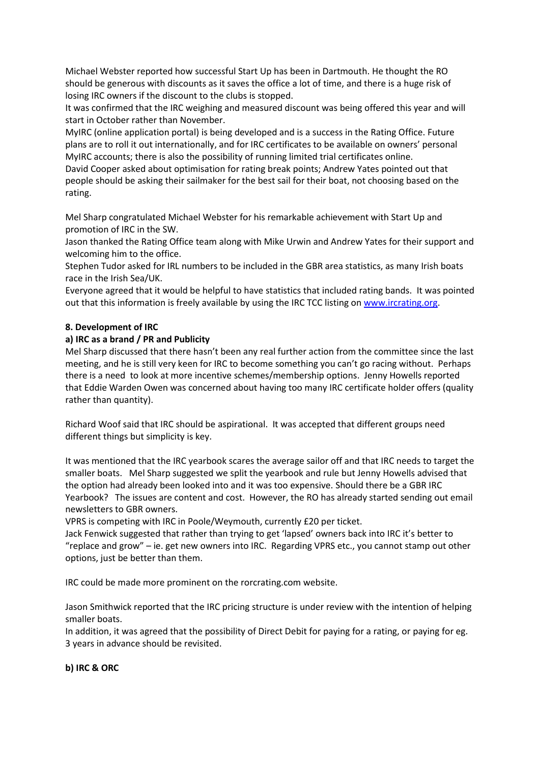Michael Webster reported how successful Start Up has been in Dartmouth. He thought the RO should be generous with discounts as it saves the office a lot of time, and there is a huge risk of losing IRC owners if the discount to the clubs is stopped.
It was confirmed that the IRC weighing and measured discount was being offered this year and will start in October rather than November.
MyIRC (online application portal) is being developed and is a success in the Rating Office. Future plans are to roll it out internationally, and for IRC certificates to be available on owners' personal MyIRC accounts; there is also the possibility of running limited trial certificates online.
David Cooper asked about optimisation for rating break points; Andrew Yates pointed out that people should be asking their sailmaker for the best sail for their boat, not choosing based on the rating.

Mel Sharp congratulated Michael Webster for his remarkable achievement with Start Up and promotion of IRC in the SW.
Jason thanked the Rating Office team along with Mike Urwin and Andrew Yates for their support and welcoming him to the office.
Stephen Tudor asked for IRL numbers to be included in the GBR area statistics, as many Irish boats race in the Irish Sea/UK.
Everyone agreed that it would be helpful to have statistics that included rating bands. It was pointed out that this information is freely available by using the IRC TCC listing on [www.ircrating.org](http://www.ircrating.org).

**8. Development of IRC**

**a) IRC as a brand / PR and Publicity**

Mel Sharp discussed that there hasn't been any real further action from the committee since the last meeting, and he is still very keen for IRC to become something you can't go racing without. Perhaps there is a need to look at more incentive schemes/membership options. Jenny Howells reported that Eddie Warden Owen was concerned about having too many IRC certificate holder offers (quality rather than quantity).

Richard Woof said that IRC should be aspirational. It was accepted that different groups need different things but simplicity is key.

It was mentioned that the IRC yearbook scares the average sailor off and that IRC needs to target the smaller boats. Mel Sharp suggested we split the yearbook and rule but Jenny Howells advised that the option had already been looked into and it was too expensive. Should there be a GBR IRC Yearbook? The issues are content and cost. However, the RO has already started sending out email newsletters to GBR owners.
VPRS is competing with IRC in Poole/Weymouth, currently £20 per ticket.
Jack Fenwick suggested that rather than trying to get 'lapsed' owners back into IRC it's better to "replace and grow" – ie. get new owners into IRC. Regarding VPRS etc., you cannot stamp out other options, just be better than them.

IRC could be made more prominent on the rorcrating.com website.

Jason Smithwick reported that the IRC pricing structure is under review with the intention of helping smaller boats.
In addition, it was agreed that the possibility of Direct Debit for paying for a rating, or paying for eg. 3 years in advance should be revisited.

**b) IRC & ORC**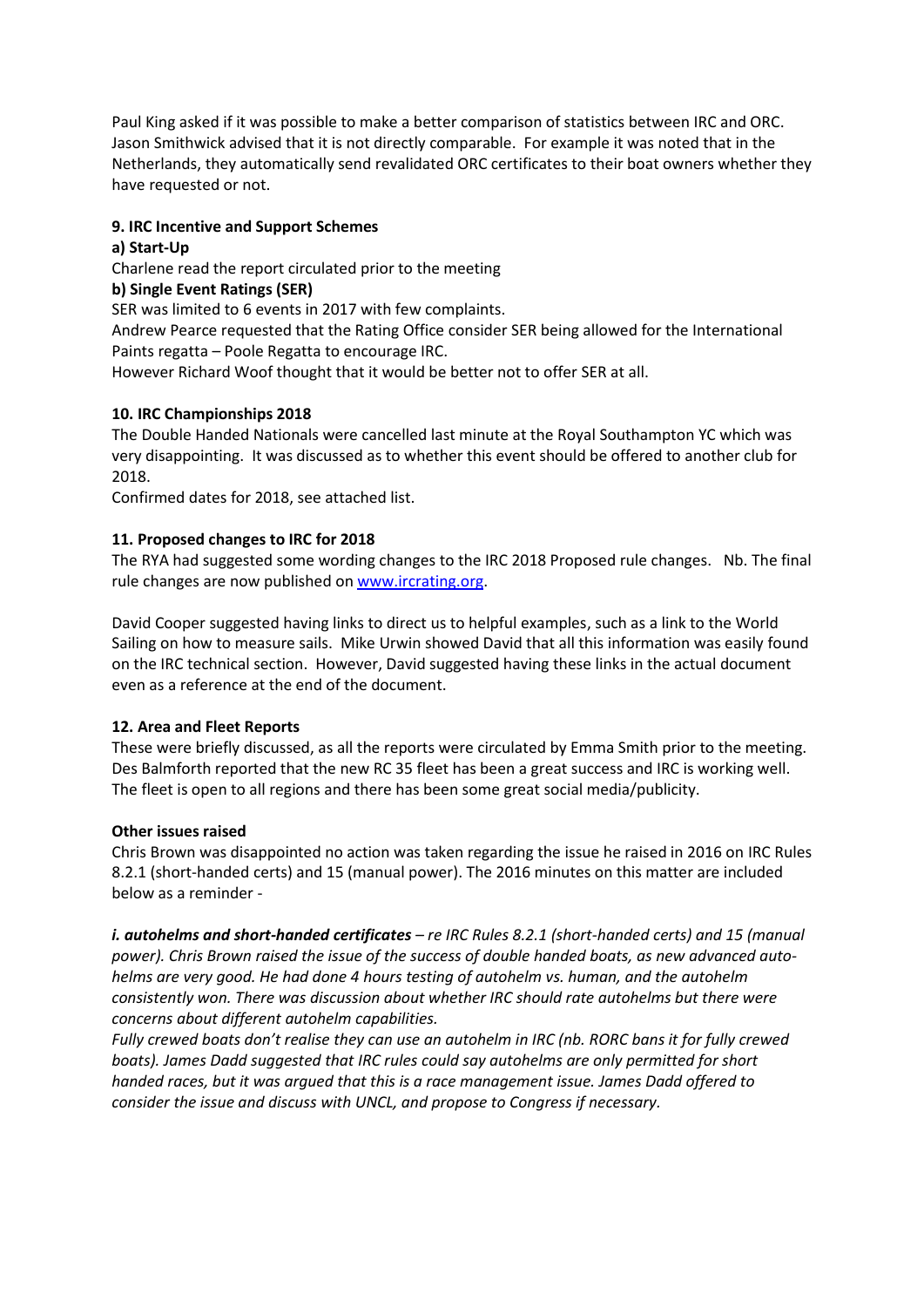Paul King asked if it was possible to make a better comparison of statistics between IRC and ORC. Jason Smithwick advised that it is not directly comparable. For example it was noted that in the Netherlands, they automatically send revalidated ORC certificates to their boat owners whether they have requested or not.

**9. IRC Incentive and Support Schemes**

**a) Start-Up**

Charlene read the report circulated prior to the meeting

**b) Single Event Ratings (SER)**

SER was limited to 6 events in 2017 with few complaints.

Andrew Pearce requested that the Rating Office consider SER being allowed for the International Paints regatta – Poole Regatta to encourage IRC.

However Richard Woof thought that it would be better not to offer SER at all.

**10. IRC Championships 2018**

The Double Handed Nationals were cancelled last minute at the Royal Southampton YC which was very disappointing. It was discussed as to whether this event should be offered to another club for 2018.

Confirmed dates for 2018, see attached list.

**11. Proposed changes to IRC for 2018**

The RYA had suggested some wording changes to the IRC 2018 Proposed rule changes. Nb. The final rule changes are now published on [www.ircrating.org](www.ircrating.org).

David Cooper suggested having links to direct us to helpful examples, such as a link to the World Sailing on how to measure sails. Mike Urwin showed David that all this information was easily found on the IRC technical section. However, David suggested having these links in the actual document even as a reference at the end of the document.

**12. Area and Fleet Reports**

These were briefly discussed, as all the reports were circulated by Emma Smith prior to the meeting. Des Balmforth reported that the new RC 35 fleet has been a great success and IRC is working well. The fleet is open to all regions and there has been some great social media/publicity.

**Other issues raised**

Chris Brown was disappointed no action was taken regarding the issue he raised in 2016 on IRC Rules 8.2.1 (short-handed certs) and 15 (manual power). The 2016 minutes on this matter are included below as a reminder -

***i. autohelms and short-handed certificates*** *– re IRC Rules 8.2.1 (short-handed certs) and 15 (manual power). Chris Brown raised the issue of the success of double handed boats, as new advanced auto-helms are very good. He had done 4 hours testing of autohelm vs. human, and the autohelm consistently won. There was discussion about whether IRC should rate autohelms but there were concerns about different autohelm capabilities.*

*Fully crewed boats don't realise they can use an autohelm in IRC (nb. RORC bans it for fully crewed boats). James Dadd suggested that IRC rules could say autohelms are only permitted for short handed races, but it was argued that this is a race management issue. James Dadd offered to consider the issue and discuss with UNCL, and propose to Congress if necessary.*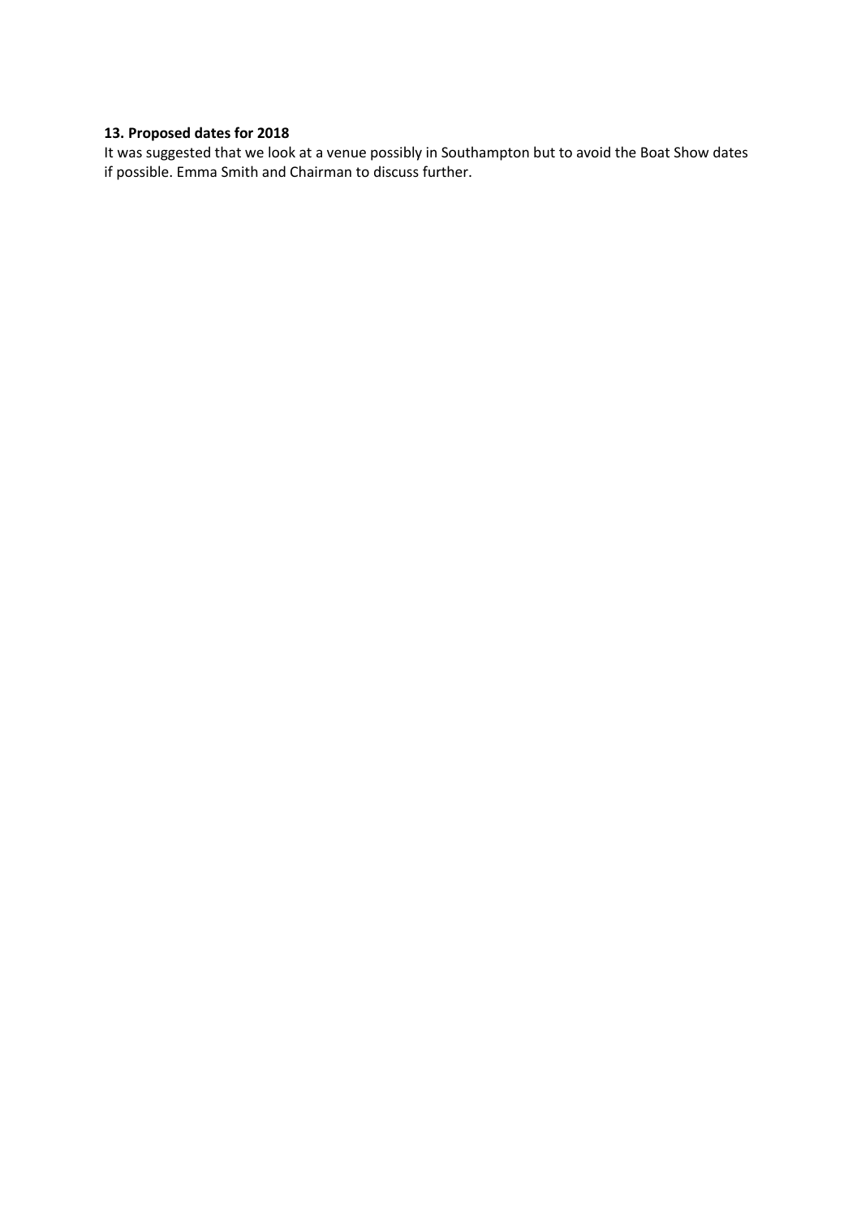**13. Proposed dates for 2018**

It was suggested that we look at a venue possibly in Southampton but to avoid the Boat Show dates if possible. Emma Smith and Chairman to discuss further.